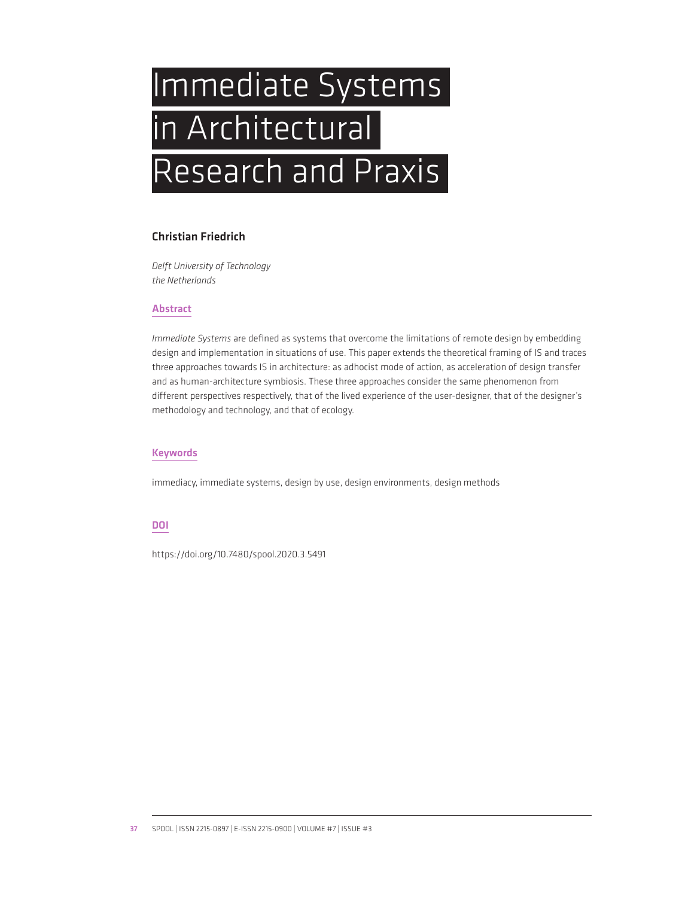# Immediate Systems in Architectural Research and Praxis

**Christian Friedrich**

*Delft University of Technology*
*the Netherlands*

## Abstract

*Immediate Systems* are defined as systems that overcome the limitations of remote design by embedding design and implementation in situations of use. This paper extends the theoretical framing of IS and traces three approaches towards IS in architecture: as adhocist mode of action, as acceleration of design transfer and as human-architecture symbiosis. These three approaches consider the same phenomenon from different perspectives respectively, that of the lived experience of the user-designer, that of the designer's methodology and technology, and that of ecology.

## Keywords

immediacy, immediate systems, design by use, design environments, design methods

## DOI

https://doi.org/10.7480/spool.2020.3.5491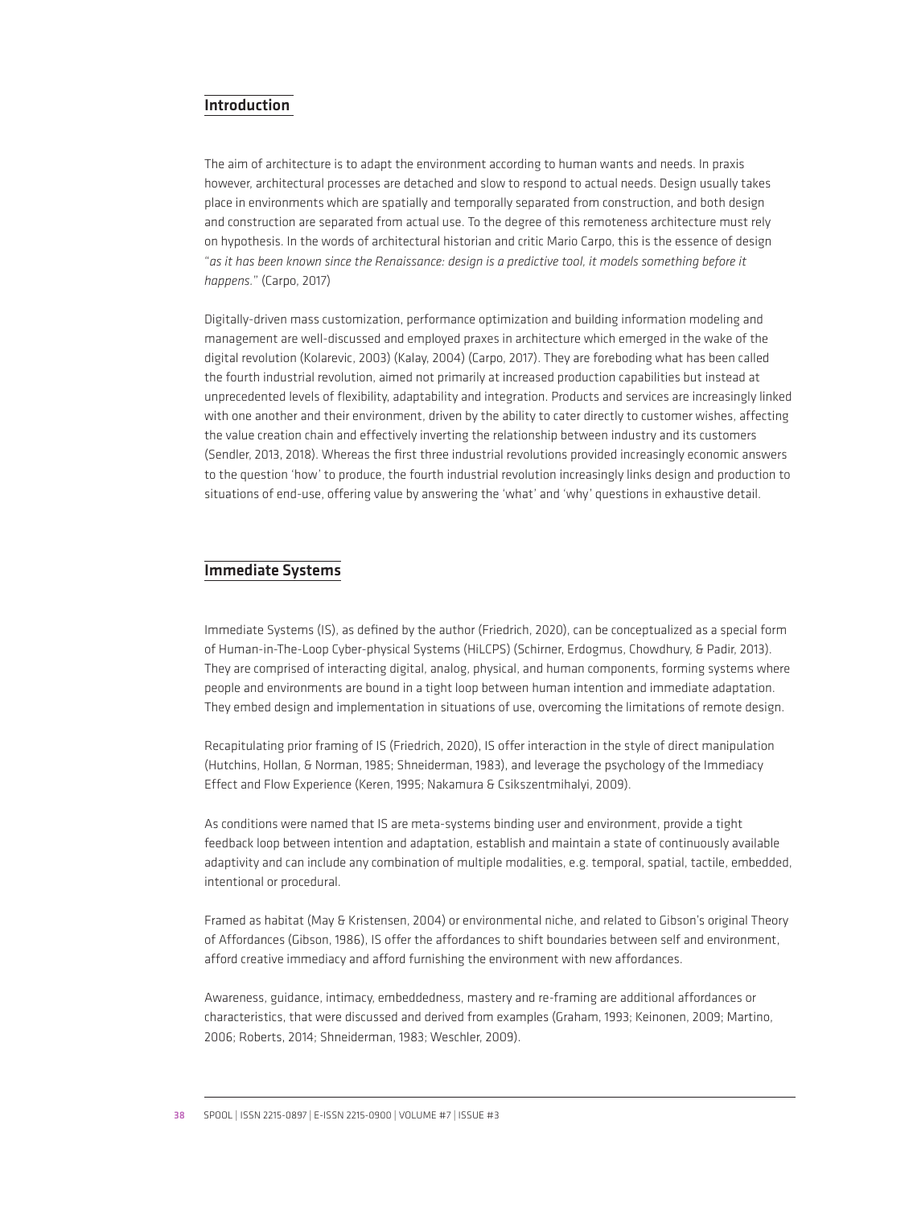## Introduction

The aim of architecture is to adapt the environment according to human wants and needs. In praxis however, architectural processes are detached and slow to respond to actual needs. Design usually takes place in environments which are spatially and temporally separated from construction, and both design and construction are separated from actual use. To the degree of this remoteness architecture must rely on hypothesis. In the words of architectural historian and critic Mario Carpo, this is the essence of design "*as it has been known since the Renaissance: design is a predictive tool, it models something before it happens.*" (Carpo, 2017)

Digitally-driven mass customization, performance optimization and building information modeling and management are well-discussed and employed praxes in architecture which emerged in the wake of the digital revolution (Kolarevic, 2003) (Kalay, 2004) (Carpo, 2017). They are foreboding what has been called the fourth industrial revolution, aimed not primarily at increased production capabilities but instead at unprecedented levels of flexibility, adaptability and integration. Products and services are increasingly linked with one another and their environment, driven by the ability to cater directly to customer wishes, affecting the value creation chain and effectively inverting the relationship between industry and its customers (Sendler, 2013, 2018). Whereas the first three industrial revolutions provided increasingly economic answers to the question 'how' to produce, the fourth industrial revolution increasingly links design and production to situations of end-use, offering value by answering the 'what' and 'why' questions in exhaustive detail.

## Immediate Systems

Immediate Systems (IS), as defined by the author (Friedrich, 2020), can be conceptualized as a special form of Human-in-The-Loop Cyber-physical Systems (HiLCPS) (Schirner, Erdogmus, Chowdhury, & Padir, 2013). They are comprised of interacting digital, analog, physical, and human components, forming systems where people and environments are bound in a tight loop between human intention and immediate adaptation. They embed design and implementation in situations of use, overcoming the limitations of remote design.

Recapitulating prior framing of IS (Friedrich, 2020), IS offer interaction in the style of direct manipulation (Hutchins, Hollan, & Norman, 1985; Shneiderman, 1983), and leverage the psychology of the Immediacy Effect and Flow Experience (Keren, 1995; Nakamura & Csikszentmihalyi, 2009).

As conditions were named that IS are meta-systems binding user and environment, provide a tight feedback loop between intention and adaptation, establish and maintain a state of continuously available adaptivity and can include any combination of multiple modalities, e.g. temporal, spatial, tactile, embedded, intentional or procedural.

Framed as habitat (May & Kristensen, 2004) or environmental niche, and related to Gibson's original Theory of Affordances (Gibson, 1986), IS offer the affordances to shift boundaries between self and environment, afford creative immediacy and afford furnishing the environment with new affordances.

Awareness, guidance, intimacy, embeddedness, mastery and re-framing are additional affordances or characteristics, that were discussed and derived from examples (Graham, 1993; Keinonen, 2009; Martino, 2006; Roberts, 2014; Shneiderman, 1983; Weschler, 2009).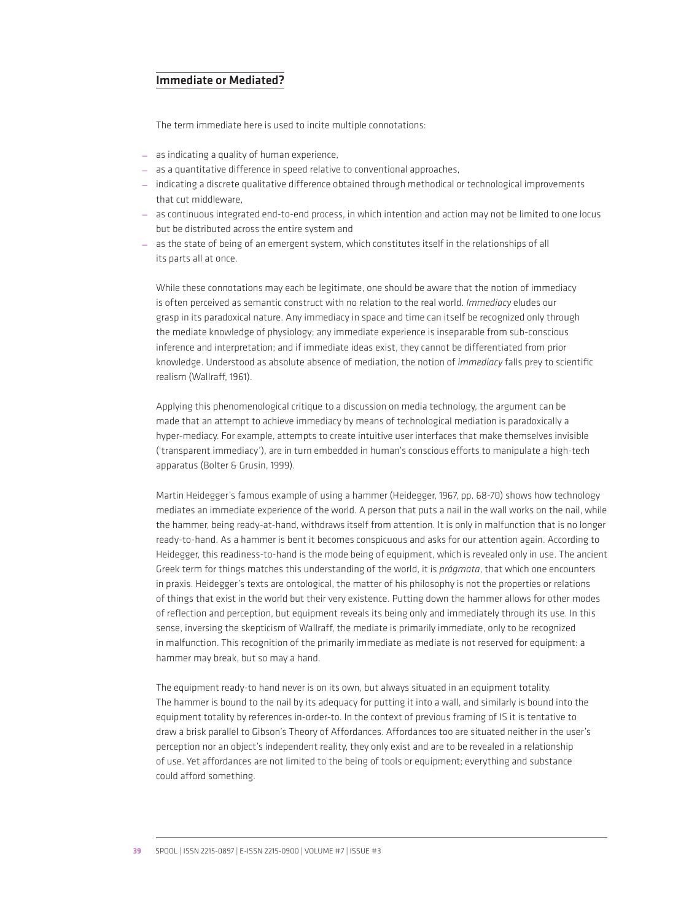## Immediate or Mediated?

The term immediate here is used to incite multiple connotations:

- as indicating a quality of human experience,
- as a quantitative difference in speed relative to conventional approaches,
- indicating a discrete qualitative difference obtained through methodical or technological improvements that cut middleware,
- as continuous integrated end-to-end process, in which intention and action may not be limited to one locus but be distributed across the entire system and
- as the state of being of an emergent system, which constitutes itself in the relationships of all its parts all at once.

While these connotations may each be legitimate, one should be aware that the notion of immediacy is often perceived as semantic construct with no relation to the real world. *Immediacy* eludes our grasp in its paradoxical nature. Any immediacy in space and time can itself be recognized only through the mediate knowledge of physiology; any immediate experience is inseparable from sub-conscious inference and interpretation; and if immediate ideas exist, they cannot be differentiated from prior knowledge. Understood as absolute absence of mediation, the notion of *immediacy* falls prey to scientific realism (Wallraff, 1961).

Applying this phenomenological critique to a discussion on media technology, the argument can be made that an attempt to achieve immediacy by means of technological mediation is paradoxically a hyper-mediacy. For example, attempts to create intuitive user interfaces that make themselves invisible ('transparent immediacy'), are in turn embedded in human's conscious efforts to manipulate a high-tech apparatus (Bolter & Grusin, 1999).

Martin Heidegger's famous example of using a hammer (Heidegger, 1967, pp. 68-70) shows how technology mediates an immediate experience of the world. A person that puts a nail in the wall works on the nail, while the hammer, being ready-at-hand, withdraws itself from attention. It is only in malfunction that is no longer ready-to-hand. As a hammer is bent it becomes conspicuous and asks for our attention again. According to Heidegger, this readiness-to-hand is the mode being of equipment, which is revealed only in use. The ancient Greek term for things matches this understanding of the world, it is *prágmata*, that which one encounters in praxis. Heidegger's texts are ontological, the matter of his philosophy is not the properties or relations of things that exist in the world but their very existence. Putting down the hammer allows for other modes of reflection and perception, but equipment reveals its being only and immediately through its use. In this sense, inversing the skepticism of Wallraff, the mediate is primarily immediate, only to be recognized in malfunction. This recognition of the primarily immediate as mediate is not reserved for equipment: a hammer may break, but so may a hand.

The equipment ready-to hand never is on its own, but always situated in an equipment totality. The hammer is bound to the nail by its adequacy for putting it into a wall, and similarly is bound into the equipment totality by references in-order-to. In the context of previous framing of IS it is tentative to draw a brisk parallel to Gibson's Theory of Affordances. Affordances too are situated neither in the user's perception nor an object's independent reality, they only exist and are to be revealed in a relationship of use. Yet affordances are not limited to the being of tools or equipment; everything and substance could afford something.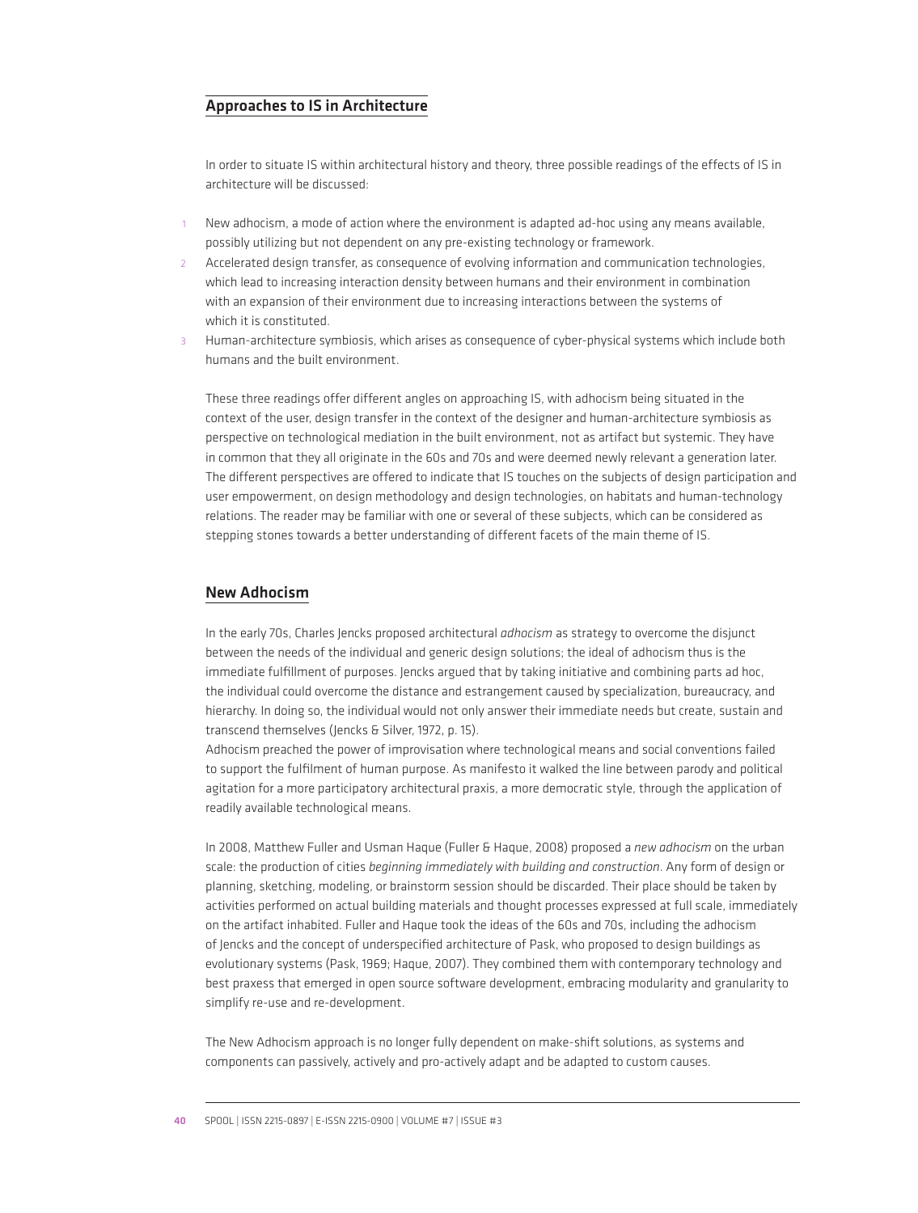## Approaches to IS in Architecture

In order to situate IS within architectural history and theory, three possible readings of the effects of IS in architecture will be discussed:

1. New adhocism, a mode of action where the environment is adapted ad-hoc using any means available, possibly utilizing but not dependent on any pre-existing technology or framework.
2. Accelerated design transfer, as consequence of evolving information and communication technologies, which lead to increasing interaction density between humans and their environment in combination with an expansion of their environment due to increasing interactions between the systems of which it is constituted.
3. Human-architecture symbiosis, which arises as consequence of cyber-physical systems which include both humans and the built environment.

These three readings offer different angles on approaching IS, with adhocism being situated in the context of the user, design transfer in the context of the designer and human-architecture symbiosis as perspective on technological mediation in the built environment, not as artifact but systemic. They have in common that they all originate in the 60s and 70s and were deemed newly relevant a generation later. The different perspectives are offered to indicate that IS touches on the subjects of design participation and user empowerment, on design methodology and design technologies, on habitats and human-technology relations. The reader may be familiar with one or several of these subjects, which can be considered as stepping stones towards a better understanding of different facets of the main theme of IS.

## New Adhocism

In the early 70s, Charles Jencks proposed architectural *adhocism* as strategy to overcome the disjunct between the needs of the individual and generic design solutions; the ideal of adhocism thus is the immediate fulfillment of purposes. Jencks argued that by taking initiative and combining parts ad hoc, the individual could overcome the distance and estrangement caused by specialization, bureaucracy, and hierarchy. In doing so, the individual would not only answer their immediate needs but create, sustain and transcend themselves (Jencks & Silver, 1972, p. 15).
Adhocism preached the power of improvisation where technological means and social conventions failed to support the fulfilment of human purpose. As manifesto it walked the line between parody and political agitation for a more participatory architectural praxis, a more democratic style, through the application of readily available technological means.

In 2008, Matthew Fuller and Usman Haque (Fuller & Haque, 2008) proposed a *new adhocism* on the urban scale: the production of cities *beginning immediately with building and construction*. Any form of design or planning, sketching, modeling, or brainstorm session should be discarded. Their place should be taken by activities performed on actual building materials and thought processes expressed at full scale, immediately on the artifact inhabited. Fuller and Haque took the ideas of the 60s and 70s, including the adhocism of Jencks and the concept of underspecified architecture of Pask, who proposed to design buildings as evolutionary systems (Pask, 1969; Haque, 2007). They combined them with contemporary technology and best praxess that emerged in open source software development, embracing modularity and granularity to simplify re-use and re-development.

The New Adhocism approach is no longer fully dependent on make-shift solutions, as systems and components can passively, actively and pro-actively adapt and be adapted to custom causes.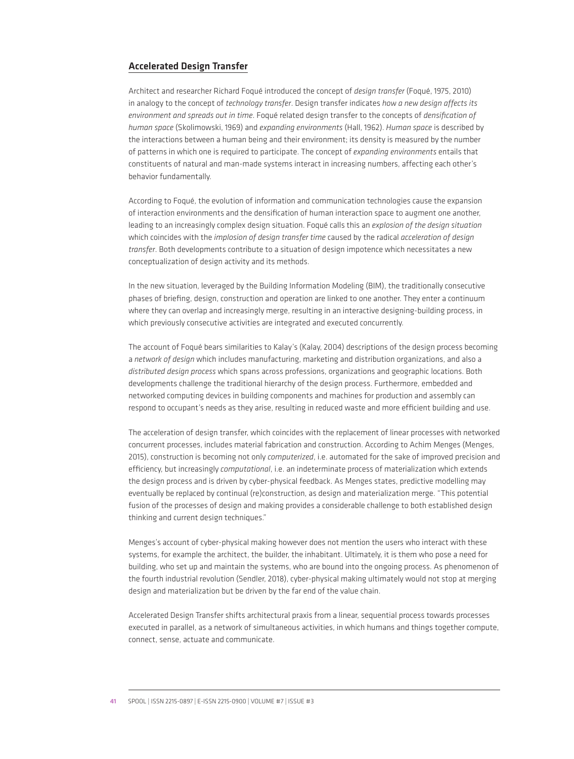## Accelerated Design Transfer

Architect and researcher Richard Foqué introduced the concept of *design transfer* (Foqué, 1975, 2010) in analogy to the concept of *technology transfer*. Design transfer indicates *how a new design affects its environment and spreads out in time*. Foqué related design transfer to the concepts of *densification of human space* (Skolimowski, 1969) and *expanding environments* (Hall, 1962). *Human space* is described by the interactions between a human being and their environment; its density is measured by the number of patterns in which one is required to participate. The concept of *expanding environments* entails that constituents of natural and man-made systems interact in increasing numbers, affecting each other's behavior fundamentally.

According to Foqué, the evolution of information and communication technologies cause the expansion of interaction environments and the densification of human interaction space to augment one another, leading to an increasingly complex design situation. Foqué calls this an *explosion of the design situation* which coincides with the *implosion of design transfer time* caused by the radical *acceleration of design transfer*. Both developments contribute to a situation of design impotence which necessitates a new conceptualization of design activity and its methods.

In the new situation, leveraged by the Building Information Modeling (BIM), the traditionally consecutive phases of briefing, design, construction and operation are linked to one another. They enter a continuum where they can overlap and increasingly merge, resulting in an interactive designing-building process, in which previously consecutive activities are integrated and executed concurrently.

The account of Foqué bears similarities to Kalay's (Kalay, 2004) descriptions of the design process becoming a *network of design* which includes manufacturing, marketing and distribution organizations, and also a *distributed design process* which spans across professions, organizations and geographic locations. Both developments challenge the traditional hierarchy of the design process. Furthermore, embedded and networked computing devices in building components and machines for production and assembly can respond to occupant's needs as they arise, resulting in reduced waste and more efficient building and use.

The acceleration of design transfer, which coincides with the replacement of linear processes with networked concurrent processes, includes material fabrication and construction. According to Achim Menges (Menges, 2015), construction is becoming not only *computerized*, i.e. automated for the sake of improved precision and efficiency, but increasingly *computational*, i.e. an indeterminate process of materialization which extends the design process and is driven by cyber-physical feedback. As Menges states, predictive modelling may eventually be replaced by continual (re)construction, as design and materialization merge. "This potential fusion of the processes of design and making provides a considerable challenge to both established design thinking and current design techniques."

Menges's account of cyber-physical making however does not mention the users who interact with these systems, for example the architect, the builder, the inhabitant. Ultimately, it is them who pose a need for building, who set up and maintain the systems, who are bound into the ongoing process. As phenomenon of the fourth industrial revolution (Sendler, 2018), cyber-physical making ultimately would not stop at merging design and materialization but be driven by the far end of the value chain.

Accelerated Design Transfer shifts architectural praxis from a linear, sequential process towards processes executed in parallel, as a network of simultaneous activities, in which humans and things together compute, connect, sense, actuate and communicate.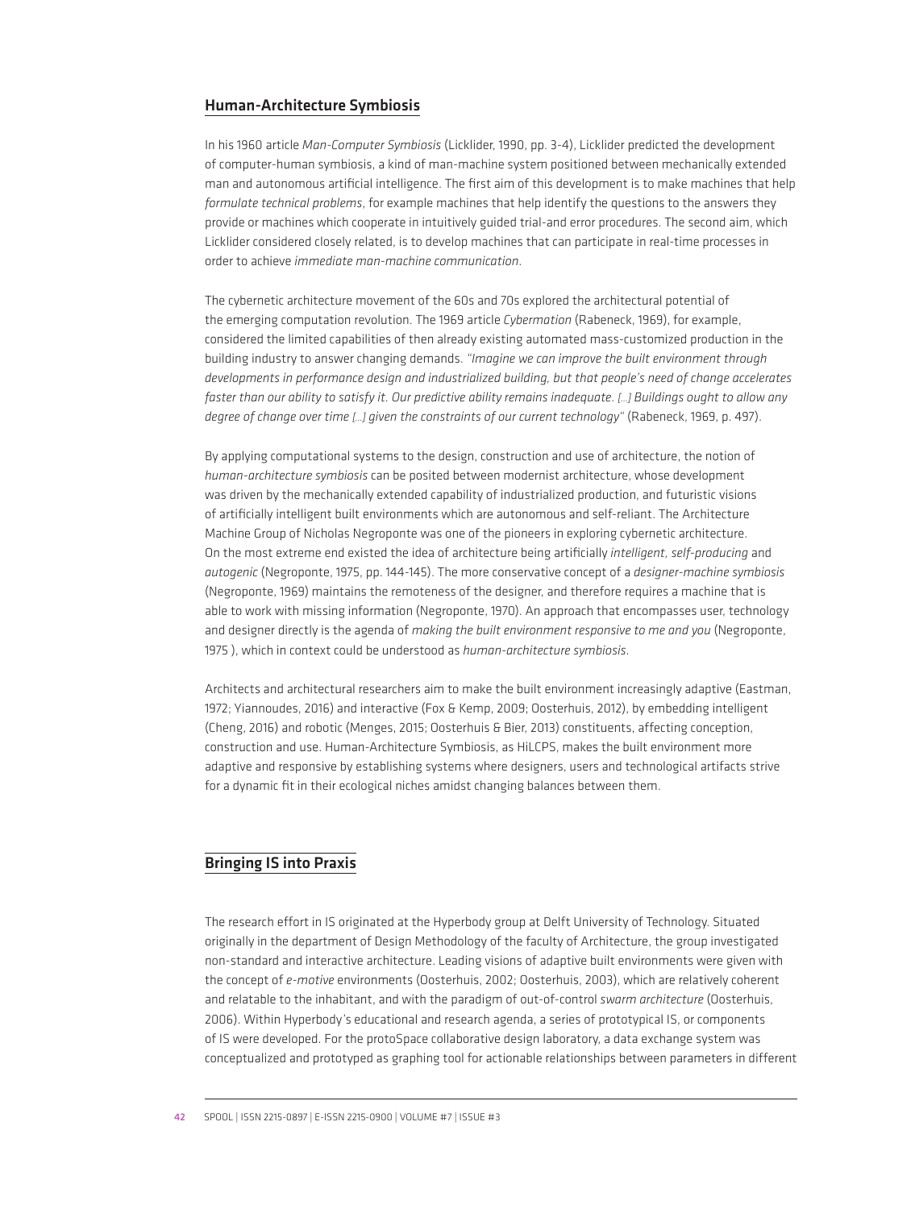## Human-Architecture Symbiosis

In his 1960 article *Man-Computer Symbiosis* (Licklider, 1990, pp. 3-4), Licklider predicted the development of computer-human symbiosis, a kind of man-machine system positioned between mechanically extended man and autonomous artificial intelligence. The first aim of this development is to make machines that help *formulate technical problems*, for example machines that help identify the questions to the answers they provide or machines which cooperate in intuitively guided trial-and error procedures. The second aim, which Licklider considered closely related, is to develop machines that can participate in real-time processes in order to achieve *immediate man-machine communication*.

The cybernetic architecture movement of the 60s and 70s explored the architectural potential of the emerging computation revolution. The 1969 article *Cybermation* (Rabeneck, 1969), for example, considered the limited capabilities of then already existing automated mass-customized production in the building industry to answer changing demands. *"Imagine we can improve the built environment through developments in performance design and industrialized building, but that people's need of change accelerates faster than our ability to satisfy it. Our predictive ability remains inadequate. [...] Buildings ought to allow any degree of change over time [...] given the constraints of our current technology"* (Rabeneck, 1969, p. 497).

By applying computational systems to the design, construction and use of architecture, the notion of *human-architecture symbiosis* can be posited between modernist architecture, whose development was driven by the mechanically extended capability of industrialized production, and futuristic visions of artificially intelligent built environments which are autonomous and self-reliant. The Architecture Machine Group of Nicholas Negroponte was one of the pioneers in exploring cybernetic architecture. On the most extreme end existed the idea of architecture being artificially *intelligent, self-producing* and *autogenic* (Negroponte, 1975, pp. 144-145). The more conservative concept of a *designer-machine symbiosis* (Negroponte, 1969) maintains the remoteness of the designer, and therefore requires a machine that is able to work with missing information (Negroponte, 1970). An approach that encompasses user, technology and designer directly is the agenda of *making the built environment responsive to me and you* (Negroponte, 1975 ), which in context could be understood as *human-architecture symbiosis*.

Architects and architectural researchers aim to make the built environment increasingly adaptive (Eastman, 1972; Yiannoudes, 2016) and interactive (Fox & Kemp, 2009; Oosterhuis, 2012), by embedding intelligent (Cheng, 2016) and robotic (Menges, 2015; Oosterhuis & Bier, 2013) constituents, affecting conception, construction and use. Human-Architecture Symbiosis, as HiLCPS, makes the built environment more adaptive and responsive by establishing systems where designers, users and technological artifacts strive for a dynamic fit in their ecological niches amidst changing balances between them.

## Bringing IS into Praxis

The research effort in IS originated at the Hyperbody group at Delft University of Technology. Situated originally in the department of Design Methodology of the faculty of Architecture, the group investigated non-standard and interactive architecture. Leading visions of adaptive built environments were given with the concept of *e-motive* environments (Oosterhuis, 2002; Oosterhuis, 2003), which are relatively coherent and relatable to the inhabitant, and with the paradigm of out-of-control *swarm architecture* (Oosterhuis, 2006). Within Hyperbody's educational and research agenda, a series of prototypical IS, or components of IS were developed. For the protoSpace collaborative design laboratory, a data exchange system was conceptualized and prototyped as graphing tool for actionable relationships between parameters in different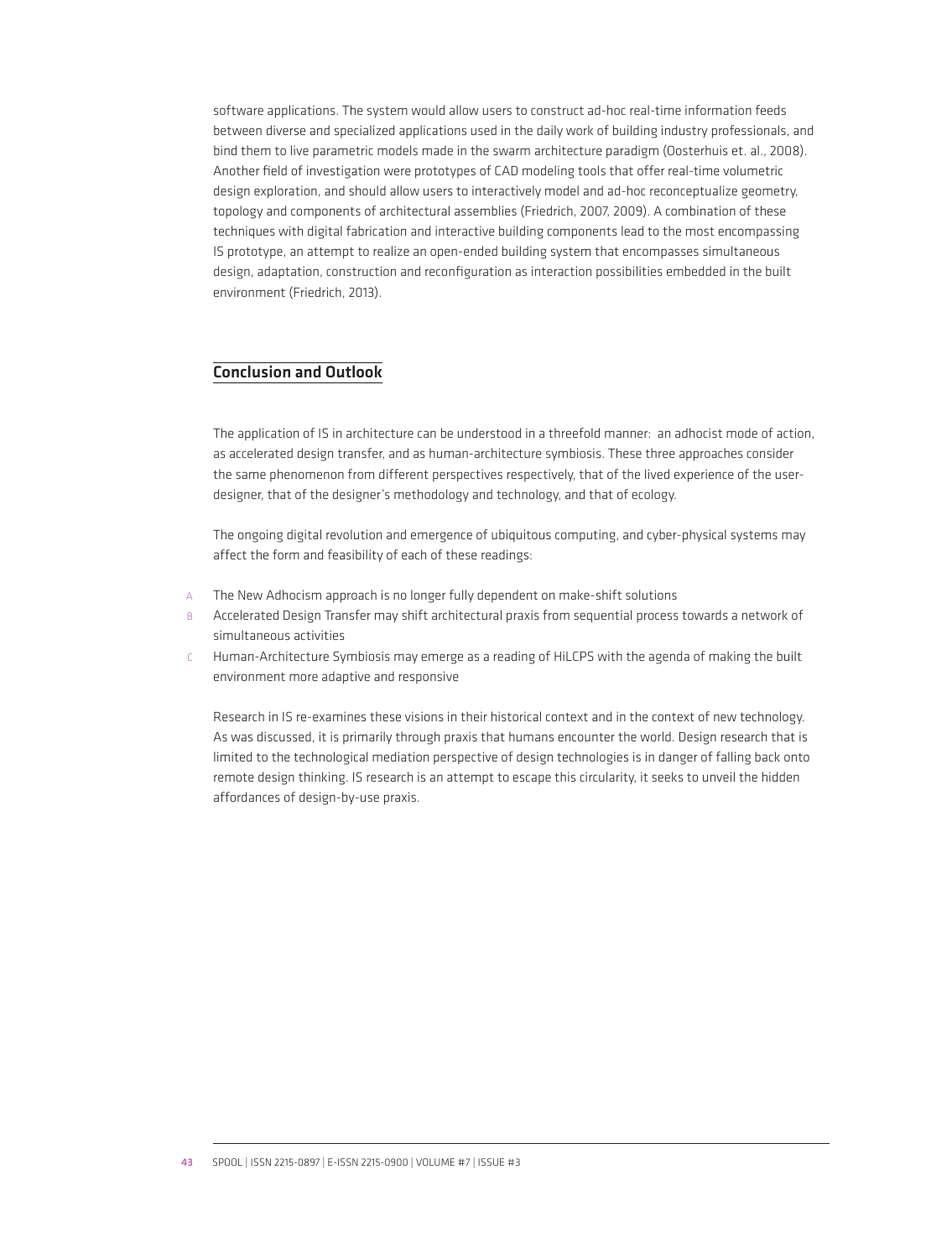software applications. The system would allow users to construct ad-hoc real-time information feeds between diverse and specialized applications used in the daily work of building industry professionals, and bind them to live parametric models made in the swarm architecture paradigm (Oosterhuis et. al., 2008). Another field of investigation were prototypes of CAD modeling tools that offer real-time volumetric design exploration, and should allow users to interactively model and ad-hoc reconceptualize geometry, topology and components of architectural assemblies (Friedrich, 2007, 2009). A combination of these techniques with digital fabrication and interactive building components lead to the most encompassing IS prototype, an attempt to realize an open-ended building system that encompasses simultaneous design, adaptation, construction and reconfiguration as interaction possibilities embedded in the built environment (Friedrich, 2013).

## Conclusion and Outlook

The application of IS in architecture can be understood in a threefold manner: an adhocist mode of action, as accelerated design transfer, and as human-architecture symbiosis. These three approaches consider the same phenomenon from different perspectives respectively, that of the lived experience of the user-designer, that of the designer's methodology and technology, and that of ecology.

The ongoing digital revolution and emergence of ubiquitous computing, and cyber-physical systems may affect the form and feasibility of each of these readings:

A The New Adhocism approach is no longer fully dependent on make-shift solutions

B Accelerated Design Transfer may shift architectural praxis from sequential process towards a network of simultaneous activities

C Human-Architecture Symbiosis may emerge as a reading of HiLCPS with the agenda of making the built environment more adaptive and responsive

Research in IS re-examines these visions in their historical context and in the context of new technology. As was discussed, it is primarily through praxis that humans encounter the world. Design research that is limited to the technological mediation perspective of design technologies is in danger of falling back onto remote design thinking. IS research is an attempt to escape this circularity, it seeks to unveil the hidden affordances of design-by-use praxis.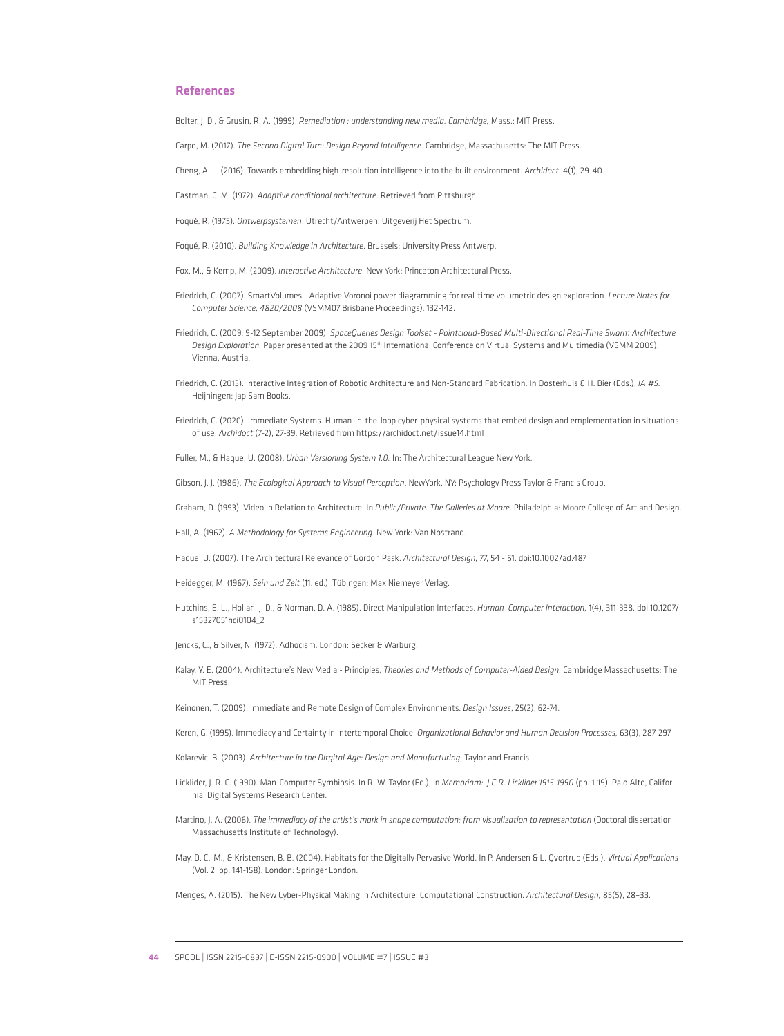## References

Bolter, J. D., & Grusin, R. A. (1999). *Remediation : understanding new media. Cambridge,* Mass.: MIT Press.

Carpo, M. (2017). *The Second Digital Turn: Design Beyond Intelligence.* Cambridge, Massachusetts: The MIT Press.

Cheng, A. L. (2016). Towards embedding high-resolution intelligence into the built environment. *Archidoct*, 4(1), 29-40.

Eastman, C. M. (1972). *Adaptive conditional architecture.* Retrieved from Pittsburgh:

Foqué, R. (1975). *Ontwerpsystemen*. Utrecht/Antwerpen: Uitgeverij Het Spectrum.

Foqué, R. (2010). *Building Knowledge in Architecture*. Brussels: University Press Antwerp.

Fox, M., & Kemp, M. (2009). *Interactive Architecture*. New York: Princeton Architectural Press.

Friedrich, C. (2007). SmartVolumes - Adaptive Voronoi power diagramming for real-time volumetric design exploration. *Lecture Notes for Computer Science*, *4820/2008* (VSMM07 Brisbane Proceedings), 132-142.

Friedrich, C. (2009, 9-12 September 2009). *SpaceQueries Design Toolset - Pointcloud-Based Multi-Directional Real-Time Swarm Architecture Design Exploration*. Paper presented at the 2009 15th International Conference on Virtual Systems and Multimedia (VSMM 2009), Vienna, Austria.

Friedrich, C. (2013). Interactive Integration of Robotic Architecture and Non-Standard Fabrication. In Oosterhuis & H. Bier (Eds.), *IA #5*. Heijningen: Jap Sam Books.

Friedrich, C. (2020). Immediate Systems. Human-in-the-loop cyber-physical systems that embed design and emplementation in situations of use. *Archidoct* (7-2), 27-39. Retrieved from https://archidoct.net/issue14.html

Fuller, M., & Haque, U. (2008). *Urban Versioning System 1.0.* In: The Architectural League New York.

Gibson, J. J. (1986). *The Ecological Approach to Visual Perception*. NewYork, NY: Psychology Press Taylor & Francis Group.

Graham, D. (1993). Video in Relation to Architecture. In *Public/Private. The Galleries at Moore.* Philadelphia: Moore College of Art and Design.

Hall, A. (1962). *A Methodology for Systems Engineering.* New York: Van Nostrand.

Haque, U. (2007). The Architectural Relevance of Gordon Pask. *Architectural Design*, *77*, 54 - 61. doi:10.1002/ad.487

Heidegger, M. (1967). *Sein und Zeit* (11. ed.). Tübingen: Max Niemeyer Verlag.

Hutchins, E. L., Hollan, J. D., & Norman, D. A. (1985). Direct Manipulation Interfaces. *Human–Computer Interaction*, 1(4), 311-338. doi:10.1207/s15327051hci0104_2

Jencks, C., & Silver, N. (1972). Adhocism. London: Secker & Warburg.

Kalay, Y. E. (2004). Architecture's New Media - Principles, *Theories and Methods of Computer-Aided Design*. Cambridge Massachusetts: The MIT Press.

Keinonen, T. (2009). Immediate and Remote Design of Complex Environments. *Design Issues*, 25(2), 62-74.

Keren, G. (1995). Immediacy and Certainty in Intertemporal Choice. *Organizational Behavior and Human Decision Processes,* 63(3), 287-297.

Kolarevic, B. (2003). *Architecture in the Ditgital Age: Design and Manufacturing.* Taylor and Francis.

Licklider, J. R. C. (1990). Man-Computer Symbiosis. In R. W. Taylor (Ed.), In *Memoriam: J.C.R. Licklider 1915-1990* (pp. 1-19). Palo Alto, California: Digital Systems Research Center.

Martino, J. A. (2006). *The immediacy of the artist's mark in shape computation: from visualization to representation* (Doctoral dissertation, Massachusetts Institute of Technology).

May, D. C.-M., & Kristensen, B. B. (2004). Habitats for the Digitally Pervasive World. In P. Andersen & L. Qvortrup (Eds.), *Virtual Applications* (Vol. 2, pp. 141-158). London: Springer London.

Menges, A. (2015). The New Cyber-Physical Making in Architecture: Computational Construction. *Architectural Design,* 85(5), 28–33.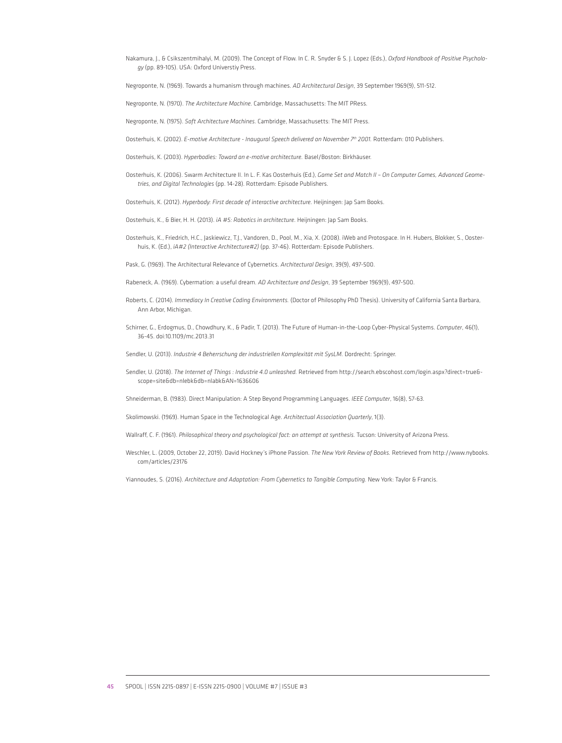Nakamura, J., & Csikszentmihalyi, M. (2009). The Concept of Flow. In C. R. Snyder & S. J. Lopez (Eds.), *Oxford Handbook of Positive Psychology* (pp. 89-105). USA: Oxford Universtiy Press.

Negroponte, N. (1969). Towards a humanism through machines. *AD Architectural Design*, 39 September 1969(9), 511-512.

Negroponte, N. (1970). *The Architecture Machine*. Cambridge, Massachusetts: The MIT PRess.

Negroponte, N. (1975). *Soft Architecture Machines*. Cambridge, Massachusetts: The MIT Press.

Oosterhuis, K. (2002). *E-motive Architecture - Inaugural Speech delivered on November 7th 2001.* Rotterdam: 010 Publishers.

Oosterhuis, K. (2003). *Hyperbodies: Toward an e-motive architecture.* Basel/Boston: Birkhäuser.

Oosterhuis, K. (2006). Swarm Architecture II. In L. F. Kas Oosterhuis (Ed.), *Game Set and Match II – On Computer Games, Advanced Geometries, and Digital Technologies* (pp. 14-28). Rotterdam: Episode Publishers.

Oosterhuis, K. (2012). *Hyperbody: First decade of interactive architecture*. Heijningen: Jap Sam Books.

Oosterhuis, K., & Bier, H. H. (2013). *iA #5: Robotics in architecture*. Heijningen: Jap Sam Books.

Oosterhuis, K., Friedrich, H.C., Jaskiewicz, T.J., Vandoren, D., Pool, M., Xia, X. (2008). iWeb and Protospace. In H. Hubers, Blokker, S., Oosterhuis, K. (Ed.), *iA#2 (Interactive Architecture#2)* (pp. 37-46). Rotterdam: Episode Publishers.

Pask, G. (1969). The Architectural Relevance of Cybernetics. *Architectural Design*, 39(9), 497-500.

Rabeneck, A. (1969). Cybermation: a useful dream. *AD Architecture and Design*, 39 September 1969(9), 497-500.

Roberts, C. (2014). *Immediacy In Creative Coding Environments.* (Doctor of Philosophy PhD Thesis). University of California Santa Barbara, Ann Arbor, Michigan.

Schirner, G., Erdogmus, D., Chowdhury, K., & Padir, T. (2013). The Future of Human-in-the-Loop Cyber-Physical Systems. *Computer*, 46(1), 36-45. doi:10.1109/mc.2013.31

Sendler, U. (2013). *Industrie 4 Beherrschung der industriellen Komplexität mit SysLM.* Dordrecht: Springer.

Sendler, U. (2018). *The Internet of Things : Industrie 4.0 unleashed.* Retrieved from http://search.ebscohost.com/login.aspx?direct=true&scope=site&db=nlebk&db=nlabk&AN=1636606

Shneiderman, B. (1983). Direct Manipulation: A Step Beyond Programming Languages. *IEEE Computer*, 16(8), 57-63.

Skolimowski. (1969). Human Space in the Technological Age. *Architectual Association Quarterly*, 1(3).

Wallraff, C. F. (1961). *Philosophical theory and psychological fact: an attempt at synthesis.* Tucson: University of Arizona Press.

Weschler, L. (2009, October 22, 2019). David Hockney's iPhone Passion. *The New York Review of Books.* Retrieved from http://www.nybooks.com/articles/23176

Yiannoudes, S. (2016). *Architecture and Adaptation: From Cybernetics to Tangible Computing.* New York: Taylor & Francis.